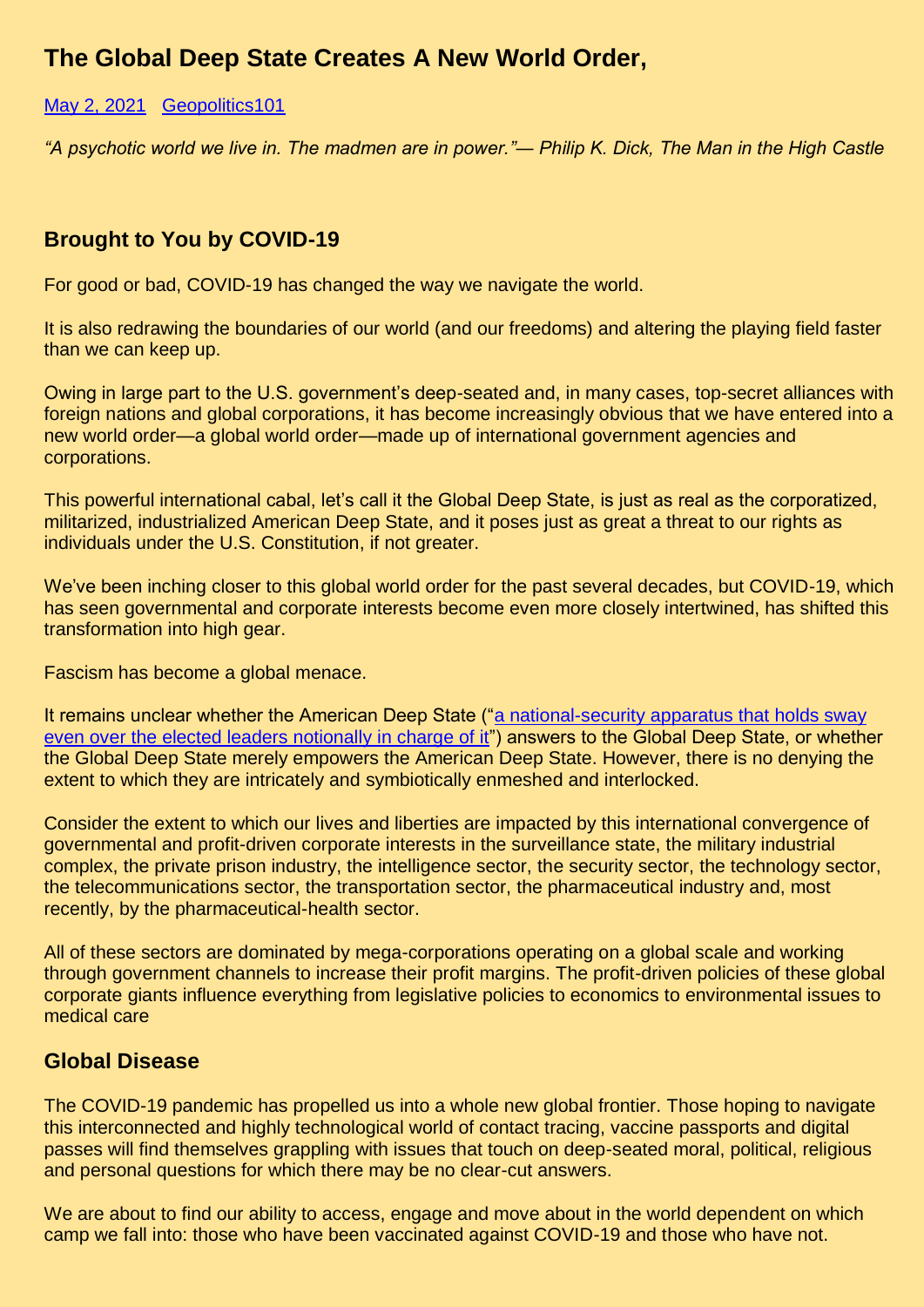# The Global Deep State Creates A New World Order,

May 2, 2021 Geopolitics101

*"A psychotic world we live in. The madmen are in power."— Philip K. Dick, The Man in the High Castle*

## Brought to You by COVID-19

For good or bad, COVID-19 has changed the way we navigate the world.

It is also redrawing the boundaries of our world (and our freedoms) and altering the playing field faster than we can keep up.

Owing in large part to the U.S. government's deep-seated and, in many cases, top-secret alliances with foreign nations and global corporations, it has become increasingly obvious that we have entered into a new world order—a global world order—made up of international government agencies and corporations.

This powerful international cabal, let's call it the Global Deep State, is just as real as the corporatized, militarized, industrialized American Deep State, and it poses just as great a threat to our rights as individuals under the U.S. Constitution, if not greater.

We've been inching closer to this global world order for the past several decades, but COVID-19, which has seen governmental and corporate interests become even more closely intertwined, has shifted this transformation into high gear.

Fascism has become a global menace.

It remains unclear whether the American Deep State ("a national-security apparatus that holds sway even over the elected leaders notionally in charge of it") answers to the Global Deep State, or whether the Global Deep State merely empowers the American Deep State. However, there is no denying the extent to which they are intricately and symbiotically enmeshed and interlocked.

Consider the extent to which our lives and liberties are impacted by this international convergence of governmental and profit-driven corporate interests in the surveillance state, the military industrial complex, the private prison industry, the intelligence sector, the security sector, the technology sector, the telecommunications sector, the transportation sector, the pharmaceutical industry and, most recently, by the pharmaceutical-health sector.

All of these sectors are dominated by mega-corporations operating on a global scale and working through government channels to increase their profit margins. The profit-driven policies of these global corporate giants influence everything from legislative policies to economics to environmental issues to medical care

## Global Disease

The COVID-19 pandemic has propelled us into a whole new global frontier. Those hoping to navigate this interconnected and highly technological world of contact tracing, vaccine passports and digital passes will find themselves grappling with issues that touch on deep-seated moral, political, religious and personal questions for which there may be no clear-cut answers.

We are about to find our ability to access, engage and move about in the world dependent on which camp we fall into: those who have been vaccinated against COVID-19 and those who have not.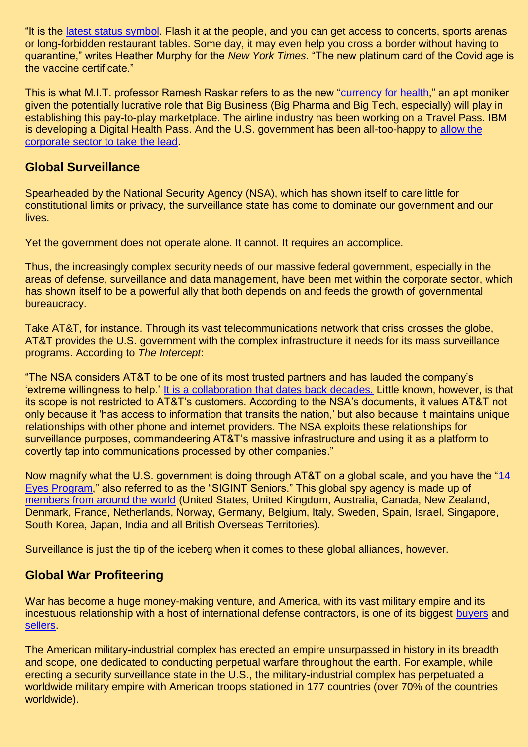"It is the [latest status symbol](). Flash it at the people, and you can get access to concerts, sports arenas or long-forbidden restaurant tables. Some day, it may even help you cross a border without having to quarantine," writes Heather Murphy for the *New York Times*. "The new platinum card of the Covid age is the vaccine certificate."

This is what M.I.T. professor Ramesh Raskar refers to as the new "currency for health," an apt moniker given the potentially lucrative role that Big Business (Big Pharma and Big Tech, especially) will play in establishing this pay-to-play marketplace. The airline industry has been working on a Travel Pass. IBM is developing a Digital Health Pass. And the U.S. government has been all-too-happy to allow the corporate sector to take the lead.

## Global Surveillance

Spearheaded by the National Security Agency (NSA), which has shown itself to care little for constitutional limits or privacy, the surveillance state has come to dominate our government and our lives.

Yet the government does not operate alone. It cannot. It requires an accomplice.

Thus, the increasingly complex security needs of our massive federal government, especially in the areas of defense, surveillance and data management, have been met within the corporate sector, which has shown itself to be a powerful ally that both depends on and feeds the growth of governmental bureaucracy.

Take AT&T, for instance. Through its vast telecommunications network that criss crosses the globe, AT&T provides the U.S. government with the complex infrastructure it needs for its mass surveillance programs. According to *The Intercept*:

"The NSA considers AT&T to be one of its most trusted partners and has lauded the company's 'extreme willingness to help.' It is a collaboration that dates back decades. Little known, however, is that its scope is not restricted to AT&T's customers. According to the NSA's documents, it values AT&T not only because it 'has access to information that transits the nation,' but also because it maintains unique relationships with other phone and internet providers. The NSA exploits these relationships for surveillance purposes, commandeering AT&T's massive infrastructure and using it as a platform to covertly tap into communications processed by other companies."

Now magnify what the U.S. government is doing through AT&T on a global scale, and you have the "14 Eyes Program," also referred to as the "SIGINT Seniors." This global spy agency is made up of members from around the world (United States, United Kingdom, Australia, Canada, New Zealand, Denmark, France, Netherlands, Norway, Germany, Belgium, Italy, Sweden, Spain, Israel, Singapore, South Korea, Japan, India and all British Overseas Territories).

Surveillance is just the tip of the iceberg when it comes to these global alliances, however.

## Global War Profiteering

War has become a huge money-making venture, and America, with its vast military empire and its incestuous relationship with a host of international defense contractors, is one of its biggest buyers and sellers.

The American military-industrial complex has erected an empire unsurpassed in history in its breadth and scope, one dedicated to conducting perpetual warfare throughout the earth. For example, while erecting a security surveillance state in the U.S., the military-industrial complex has perpetuated a worldwide military empire with American troops stationed in 177 countries (over 70% of the countries worldwide).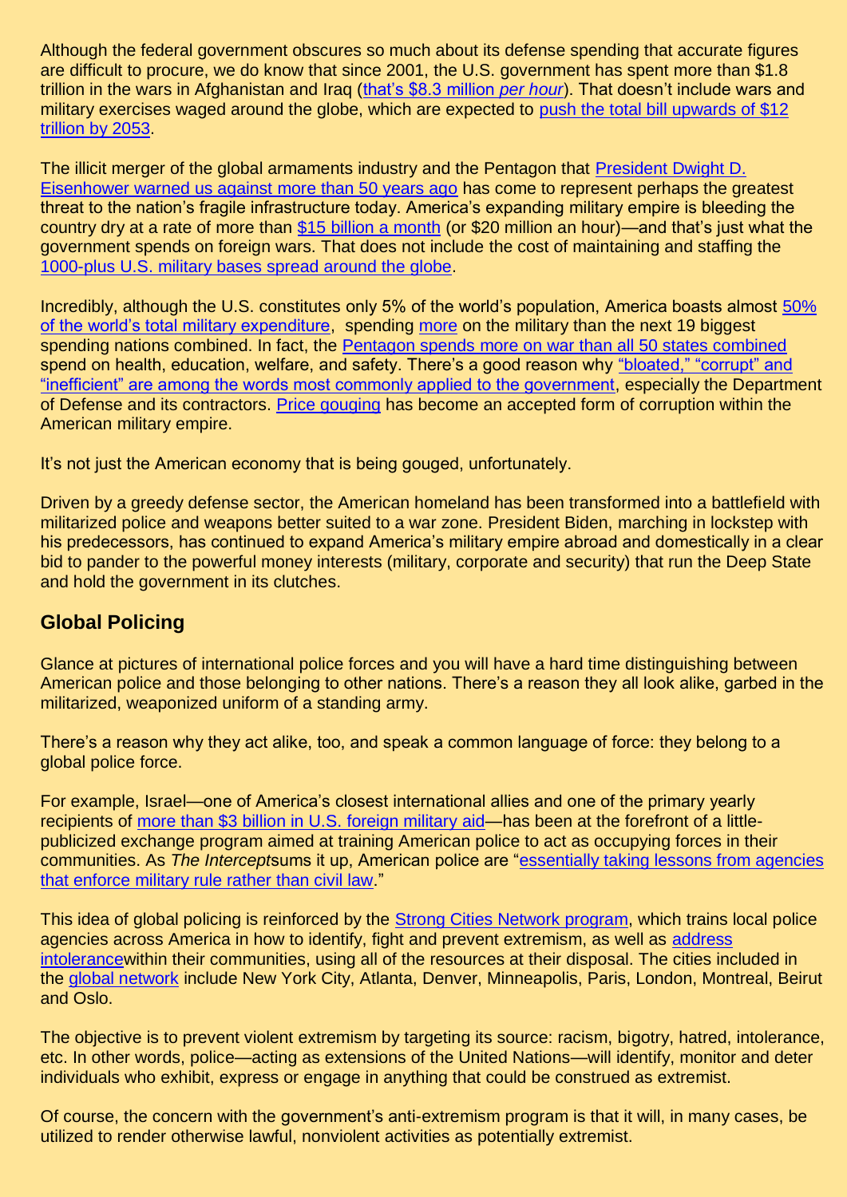Although the federal government obscures so much about its defense spending that accurate figures are difficult to procure, we do know that since 2001, the U.S. government has spent more than $1.8 trillion in the wars in Afghanistan and Iraq (that's $8.3 million *per hour*). That doesn't include wars and military exercises waged around the globe, which are expected to push the total bill upwards of $12 trillion by 2053.

The illicit merger of the global armaments industry and the Pentagon that President Dwight D. Eisenhower warned us against more than 50 years ago has come to represent perhaps the greatest threat to the nation's fragile infrastructure today. America's expanding military empire is bleeding the country dry at a rate of more than $15 billion a month (or $20 million an hour)—and that's just what the government spends on foreign wars. That does not include the cost of maintaining and staffing the 1000-plus U.S. military bases spread around the globe.

Incredibly, although the U.S. constitutes only 5% of the world's population, America boasts almost 50% of the world's total military expenditure, spending more on the military than the next 19 biggest spending nations combined. In fact, the Pentagon spends more on war than all 50 states combined spend on health, education, welfare, and safety. There's a good reason why "bloated," "corrupt" and "inefficient" are among the words most commonly applied to the government, especially the Department of Defense and its contractors. Price gouging has become an accepted form of corruption within the American military empire.

It's not just the American economy that is being gouged, unfortunately.

Driven by a greedy defense sector, the American homeland has been transformed into a battlefield with militarized police and weapons better suited to a war zone. President Biden, marching in lockstep with his predecessors, has continued to expand America's military empire abroad and domestically in a clear bid to pander to the powerful money interests (military, corporate and security) that run the Deep State and hold the government in its clutches.

## Global Policing

Glance at pictures of international police forces and you will have a hard time distinguishing between American police and those belonging to other nations. There's a reason they all look alike, garbed in the militarized, weaponized uniform of a standing army.

There's a reason why they act alike, too, and speak a common language of force: they belong to a global police force.

For example, Israel—one of America's closest international allies and one of the primary yearly recipients of more than $3 billion in U.S. foreign military aid—has been at the forefront of a little-publicized exchange program aimed at training American police to act as occupying forces in their communities. As *The Intercept*sums it up, American police are "essentially taking lessons from agencies that enforce military rule rather than civil law."

This idea of global policing is reinforced by the Strong Cities Network program, which trains local police agencies across America in how to identify, fight and prevent extremism, as well as address intolerancewithin their communities, using all of the resources at their disposal. The cities included in the global network include New York City, Atlanta, Denver, Minneapolis, Paris, London, Montreal, Beirut and Oslo.

The objective is to prevent violent extremism by targeting its source: racism, bigotry, hatred, intolerance, etc. In other words, police—acting as extensions of the United Nations—will identify, monitor and deter individuals who exhibit, express or engage in anything that could be construed as extremist.

Of course, the concern with the government's anti-extremism program is that it will, in many cases, be utilized to render otherwise lawful, nonviolent activities as potentially extremist.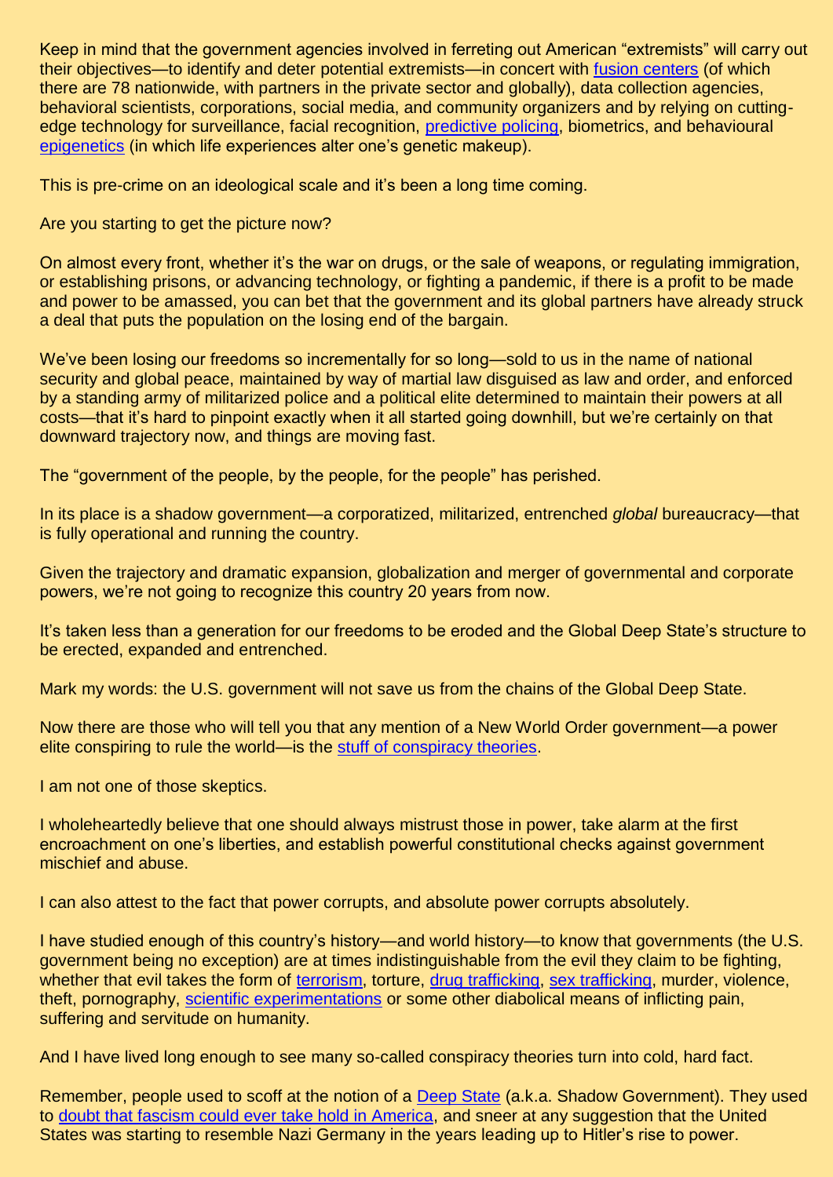Keep in mind that the government agencies involved in ferreting out American "extremists" will carry out their objectives—to identify and deter potential extremists—in concert with fusion centers (of which there are 78 nationwide, with partners in the private sector and globally), data collection agencies, behavioral scientists, corporations, social media, and community organizers and by relying on cutting-edge technology for surveillance, facial recognition, predictive policing, biometrics, and behavioural epigenetics (in which life experiences alter one's genetic makeup).

This is pre-crime on an ideological scale and it's been a long time coming.

Are you starting to get the picture now?

On almost every front, whether it's the war on drugs, or the sale of weapons, or regulating immigration, or establishing prisons, or advancing technology, or fighting a pandemic, if there is a profit to be made and power to be amassed, you can bet that the government and its global partners have already struck a deal that puts the population on the losing end of the bargain.

We've been losing our freedoms so incrementally for so long—sold to us in the name of national security and global peace, maintained by way of martial law disguised as law and order, and enforced by a standing army of militarized police and a political elite determined to maintain their powers at all costs—that it's hard to pinpoint exactly when it all started going downhill, but we're certainly on that downward trajectory now, and things are moving fast.

The "government of the people, by the people, for the people" has perished.

In its place is a shadow government—a corporatized, militarized, entrenched *global* bureaucracy—that is fully operational and running the country.

Given the trajectory and dramatic expansion, globalization and merger of governmental and corporate powers, we're not going to recognize this country 20 years from now.

It's taken less than a generation for our freedoms to be eroded and the Global Deep State's structure to be erected, expanded and entrenched.

Mark my words: the U.S. government will not save us from the chains of the Global Deep State.

Now there are those who will tell you that any mention of a New World Order government—a power elite conspiring to rule the world—is the stuff of conspiracy theories.

I am not one of those skeptics.

I wholeheartedly believe that one should always mistrust those in power, take alarm at the first encroachment on one's liberties, and establish powerful constitutional checks against government mischief and abuse.

I can also attest to the fact that power corrupts, and absolute power corrupts absolutely.

I have studied enough of this country's history—and world history—to know that governments (the U.S. government being no exception) are at times indistinguishable from the evil they claim to be fighting, whether that evil takes the form of terrorism, torture, drug trafficking, sex trafficking, murder, violence, theft, pornography, scientific experimentations or some other diabolical means of inflicting pain, suffering and servitude on humanity.

And I have lived long enough to see many so-called conspiracy theories turn into cold, hard fact.

Remember, people used to scoff at the notion of a Deep State (a.k.a. Shadow Government). They used to doubt that fascism could ever take hold in America, and sneer at any suggestion that the United States was starting to resemble Nazi Germany in the years leading up to Hitler's rise to power.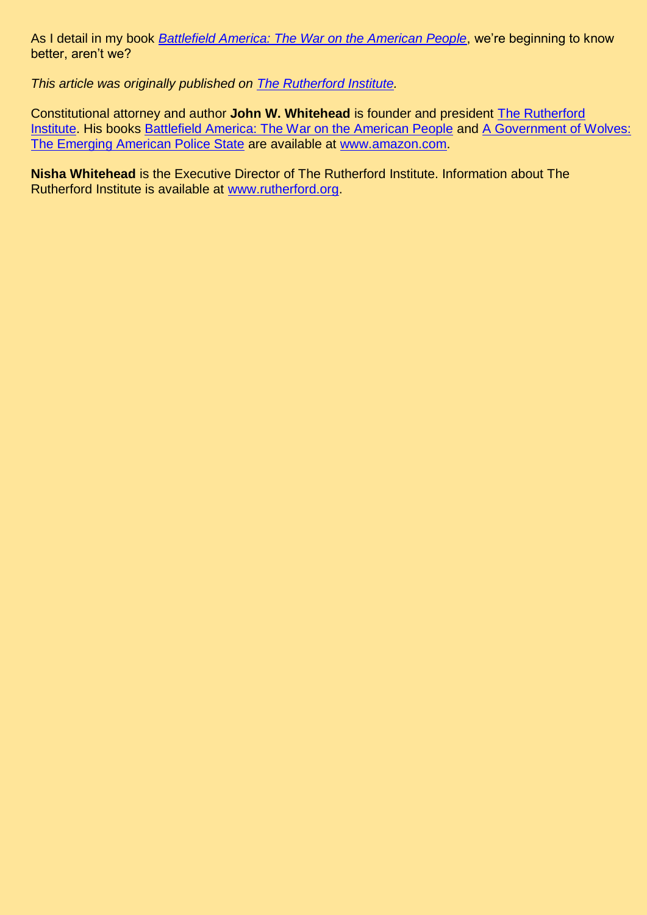As I detail in my book *[Battlefield America: The War on the American People](https://www.amazon.com/Battlefield-America-War-American-People/dp/1590793765)*, we're beginning to know better, aren't we?

*This article was originally published on [The Rutherford Institute](https://www.rutherford.org).*

Constitutional attorney and author **John W. Whitehead** is founder and president [The Rutherford Institute](https://www.rutherford.org). His books [Battlefield America: The War on the American People](https://www.amazon.com/Battlefield-America-War-American-People/dp/1590793765) and [A Government of Wolves: The Emerging American Police State](https://www.amazon.com/Government-Wolves-Emerging-American-Police/dp/1590792351) are available at [www.amazon.com](http://www.amazon.com).

**Nisha Whitehead** is the Executive Director of The Rutherford Institute. Information about The Rutherford Institute is available at [www.rutherford.org](http://www.rutherford.org).